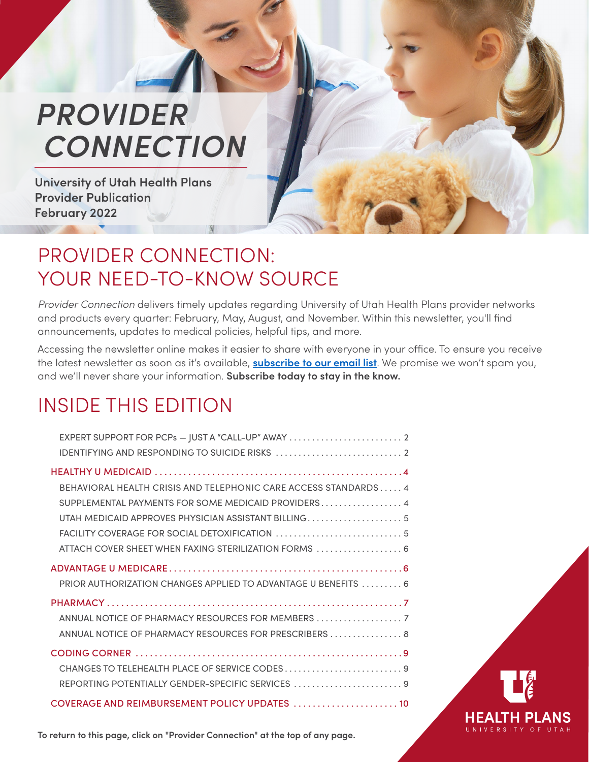# PROVIDER CONNECTION

**University of Utah Health Plans Provider Publication**
**February 2022**

## PROVIDER CONNECTION: YOUR NEED-TO-KNOW SOURCE

*Provider Connection* delivers timely updates regarding University of Utah Health Plans provider networks and products every quarter: February, May, August, and November. Within this newsletter, you'll find announcements, updates to medical policies, helpful tips, and more.

Accessing the newsletter online makes it easier to share with everyone in your office. To ensure you receive the latest newsletter as soon as it's available, **subscribe to our email list**. We promise we won't spam you, and we'll never share your information. **Subscribe today to stay in the know.**

## INSIDE THIS EDITION

- EXPERT SUPPORT FOR PCPs — JUST A "CALL-UP" AWAY ........ 2
- IDENTIFYING AND RESPONDING TO SUICIDE RISKS ........ 2

**HEALTHY U MEDICAID** ........ 4

- BEHAVIORAL HEALTH CRISIS AND TELEPHONIC CARE ACCESS STANDARDS ........ 4
- SUPPLEMENTAL PAYMENTS FOR SOME MEDICAID PROVIDERS ........ 4
- UTAH MEDICAID APPROVES PHYSICIAN ASSISTANT BILLING ........ 5
- FACILITY COVERAGE FOR SOCIAL DETOXIFICATION ........ 5
- ATTACH COVER SHEET WHEN FAXING STERILIZATION FORMS ........ 6

**ADVANTAGE U MEDICARE** ........ 6

- PRIOR AUTHORIZATION CHANGES APPLIED TO ADVANTAGE U BENEFITS ........ 6

**PHARMACY** ........ 7

- ANNUAL NOTICE OF PHARMACY RESOURCES FOR MEMBERS ........ 7
- ANNUAL NOTICE OF PHARMACY RESOURCES FOR PRESCRIBERS ........ 8

**CODING CORNER** ........ 9

- CHANGES TO TELEHEALTH PLACE OF SERVICE CODES ........ 9
- REPORTING POTENTIALLY GENDER-SPECIFIC SERVICES ........ 9

**COVERAGE AND REIMBURSEMENT POLICY UPDATES** ........ 10

**To return to this page, click on "Provider Connection" at the top of any page.**

HEALTH PLANS
UNIVERSITY OF UTAH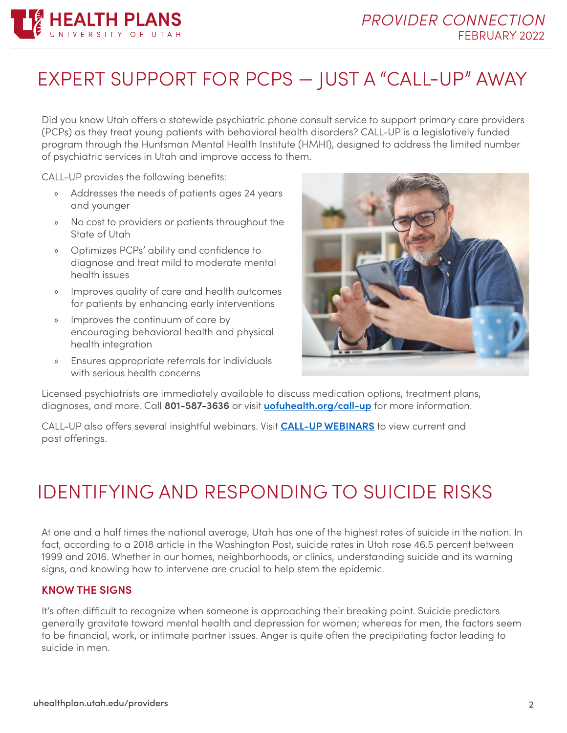# EXPERT SUPPORT FOR PCPS — JUST A "CALL-UP" AWAY

Did you know Utah offers a statewide psychiatric phone consult service to support primary care providers (PCPs) as they treat young patients with behavioral health disorders? CALL-UP is a legislatively funded program through the Huntsman Mental Health Institute (HMHI), designed to address the limited number of psychiatric services in Utah and improve access to them.

CALL-UP provides the following benefits:

- Addresses the needs of patients ages 24 years and younger
- No cost to providers or patients throughout the State of Utah
- Optimizes PCPs' ability and confidence to diagnose and treat mild to moderate mental health issues
- Improves quality of care and health outcomes for patients by enhancing early interventions
- Improves the continuum of care by encouraging behavioral health and physical health integration
- Ensures appropriate referrals for individuals with serious health concerns

Licensed psychiatrists are immediately available to discuss medication options, treatment plans, diagnoses, and more. Call **801-587-3636** or visit **uofuhealth.org/call-up** for more information.

CALL-UP also offers several insightful webinars. Visit **CALL-UP WEBINARS** to view current and past offerings.

# IDENTIFYING AND RESPONDING TO SUICIDE RISKS

At one and a half times the national average, Utah has one of the highest rates of suicide in the nation. In fact, according to a 2018 article in the Washington Post, suicide rates in Utah rose 46.5 percent between 1999 and 2016. Whether in our homes, neighborhoods, or clinics, understanding suicide and its warning signs, and knowing how to intervene are crucial to help stem the epidemic.

## KNOW THE SIGNS

It's often difficult to recognize when someone is approaching their breaking point. Suicide predictors generally gravitate toward mental health and depression for women; whereas for men, the factors seem to be financial, work, or intimate partner issues. Anger is quite often the precipitating factor leading to suicide in men.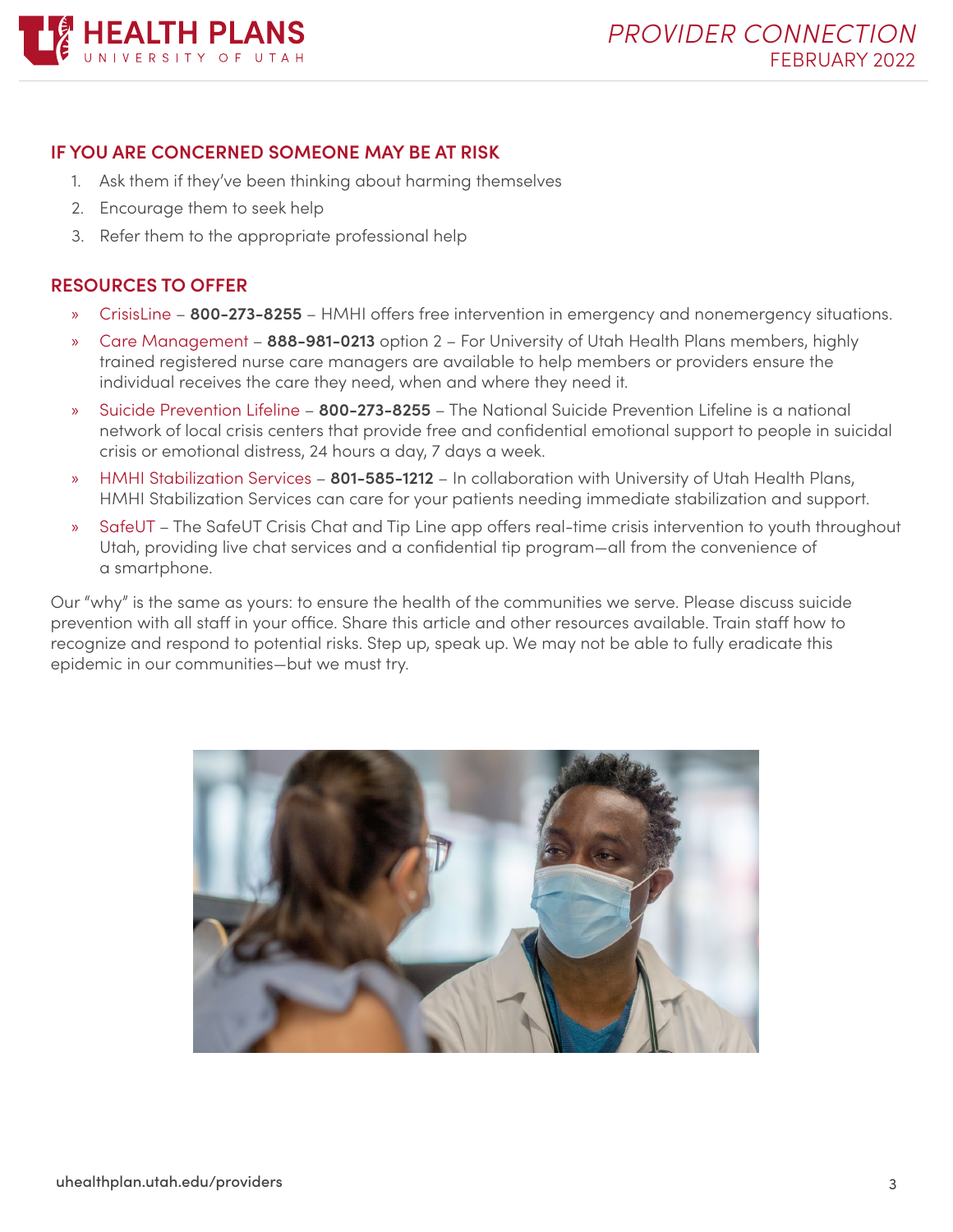## IF YOU ARE CONCERNED SOMEONE MAY BE AT RISK

1. Ask them if they've been thinking about harming themselves
2. Encourage them to seek help
3. Refer them to the appropriate professional help

## RESOURCES TO OFFER

- CrisisLine – **800-273-8255** – HMHI offers free intervention in emergency and nonemergency situations.
- Care Management – **888-981-0213** option 2 – For University of Utah Health Plans members, highly trained registered nurse care managers are available to help members or providers ensure the individual receives the care they need, when and where they need it.
- Suicide Prevention Lifeline – **800-273-8255** – The National Suicide Prevention Lifeline is a national network of local crisis centers that provide free and confidential emotional support to people in suicidal crisis or emotional distress, 24 hours a day, 7 days a week.
- HMHI Stabilization Services – **801-585-1212** – In collaboration with University of Utah Health Plans, HMHI Stabilization Services can care for your patients needing immediate stabilization and support.
- SafeUT – The SafeUT Crisis Chat and Tip Line app offers real-time crisis intervention to youth throughout Utah, providing live chat services and a confidential tip program—all from the convenience of a smartphone.

Our "why" is the same as yours: to ensure the health of the communities we serve. Please discuss suicide prevention with all staff in your office. Share this article and other resources available. Train staff how to recognize and respond to potential risks. Step up, speak up. We may not be able to fully eradicate this epidemic in our communities—but we must try.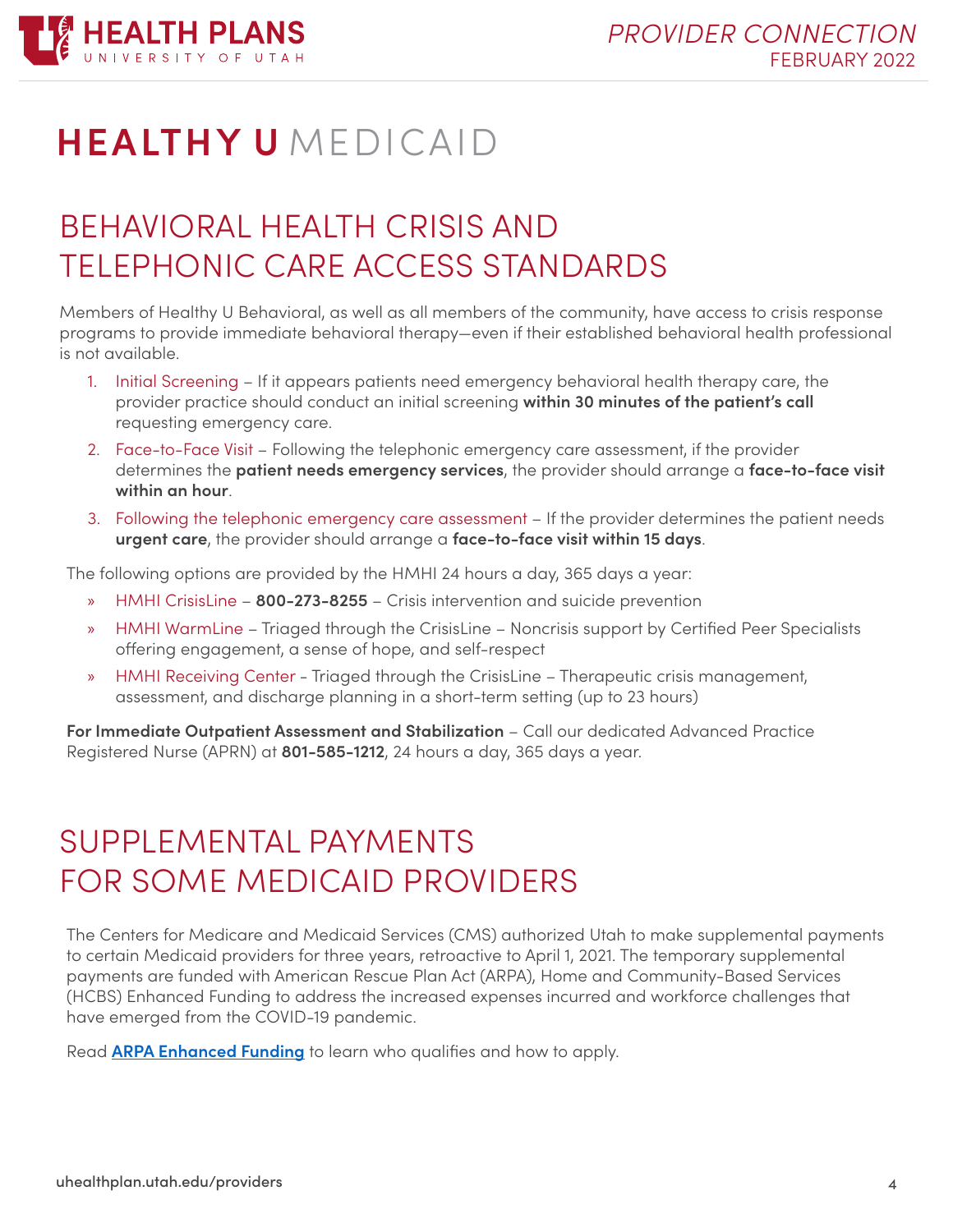# HEALTHY U MEDICAID

## BEHAVIORAL HEALTH CRISIS AND TELEPHONIC CARE ACCESS STANDARDS

Members of Healthy U Behavioral, as well as all members of the community, have access to crisis response programs to provide immediate behavioral therapy—even if their established behavioral health professional is not available.

1. Initial Screening – If it appears patients need emergency behavioral health therapy care, the provider practice should conduct an initial screening **within 30 minutes of the patient's call** requesting emergency care.
2. Face-to-Face Visit – Following the telephonic emergency care assessment, if the provider determines the **patient needs emergency services**, the provider should arrange a **face-to-face visit within an hour**.
3. Following the telephonic emergency care assessment – If the provider determines the patient needs **urgent care**, the provider should arrange a **face-to-face visit within 15 days**.

The following options are provided by the HMHI 24 hours a day, 365 days a year:

- HMHI CrisisLine – **800-273-8255** – Crisis intervention and suicide prevention
- HMHI WarmLine – Triaged through the CrisisLine – Noncrisis support by Certified Peer Specialists offering engagement, a sense of hope, and self-respect
- HMHI Receiving Center - Triaged through the CrisisLine – Therapeutic crisis management, assessment, and discharge planning in a short-term setting (up to 23 hours)

**For Immediate Outpatient Assessment and Stabilization** – Call our dedicated Advanced Practice Registered Nurse (APRN) at **801-585-1212**, 24 hours a day, 365 days a year.

## SUPPLEMENTAL PAYMENTS FOR SOME MEDICAID PROVIDERS

The Centers for Medicare and Medicaid Services (CMS) authorized Utah to make supplemental payments to certain Medicaid providers for three years, retroactive to April 1, 2021. The temporary supplemental payments are funded with American Rescue Plan Act (ARPA), Home and Community-Based Services (HCBS) Enhanced Funding to address the increased expenses incurred and workforce challenges that have emerged from the COVID-19 pandemic.

Read **ARPA Enhanced Funding** to learn who qualifies and how to apply.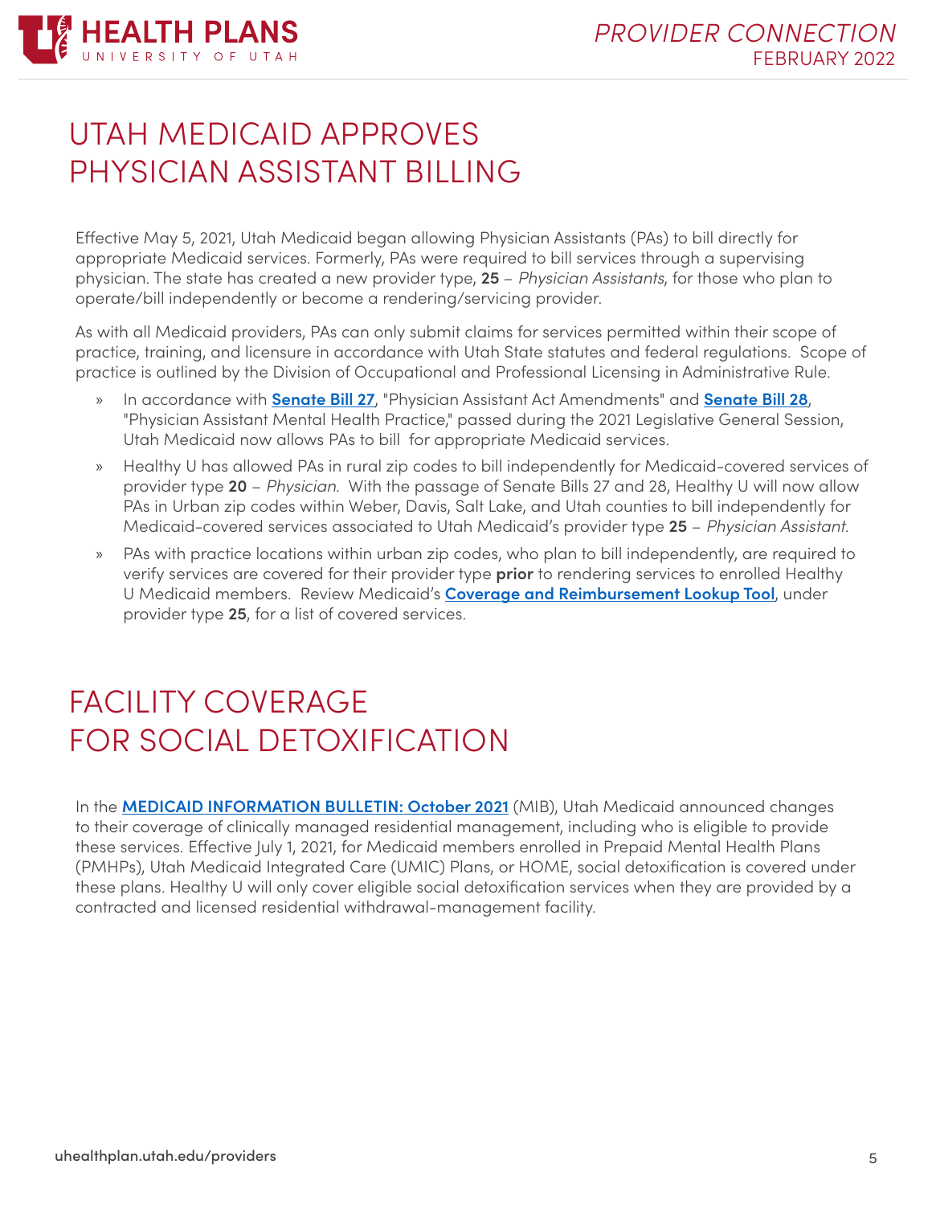# UTAH MEDICAID APPROVES PHYSICIAN ASSISTANT BILLING

Effective May 5, 2021, Utah Medicaid began allowing Physician Assistants (PAs) to bill directly for appropriate Medicaid services. Formerly, PAs were required to bill services through a supervising physician. The state has created a new provider type, **25** – *Physician Assistants*, for those who plan to operate/bill independently or become a rendering/servicing provider.

As with all Medicaid providers, PAs can only submit claims for services permitted within their scope of practice, training, and licensure in accordance with Utah State statutes and federal regulations. Scope of practice is outlined by the Division of Occupational and Professional Licensing in Administrative Rule.

- In accordance with **Senate Bill 27**, "Physician Assistant Act Amendments" and **Senate Bill 28**, "Physician Assistant Mental Health Practice," passed during the 2021 Legislative General Session, Utah Medicaid now allows PAs to bill for appropriate Medicaid services.
- Healthy U has allowed PAs in rural zip codes to bill independently for Medicaid-covered services of provider type **20** – *Physician*. With the passage of Senate Bills 27 and 28, Healthy U will now allow PAs in Urban zip codes within Weber, Davis, Salt Lake, and Utah counties to bill independently for Medicaid-covered services associated to Utah Medicaid's provider type **25** – *Physician Assistant*.
- PAs with practice locations within urban zip codes, who plan to bill independently, are required to verify services are covered for their provider type **prior** to rendering services to enrolled Healthy U Medicaid members. Review Medicaid's **Coverage and Reimbursement Lookup Tool**, under provider type **25**, for a list of covered services.

# FACILITY COVERAGE FOR SOCIAL DETOXIFICATION

In the **MEDICAID INFORMATION BULLETIN: October 2021** (MIB), Utah Medicaid announced changes to their coverage of clinically managed residential management, including who is eligible to provide these services. Effective July 1, 2021, for Medicaid members enrolled in Prepaid Mental Health Plans (PMHPs), Utah Medicaid Integrated Care (UMIC) Plans, or HOME, social detoxification is covered under these plans. Healthy U will only cover eligible social detoxification services when they are provided by a contracted and licensed residential withdrawal-management facility.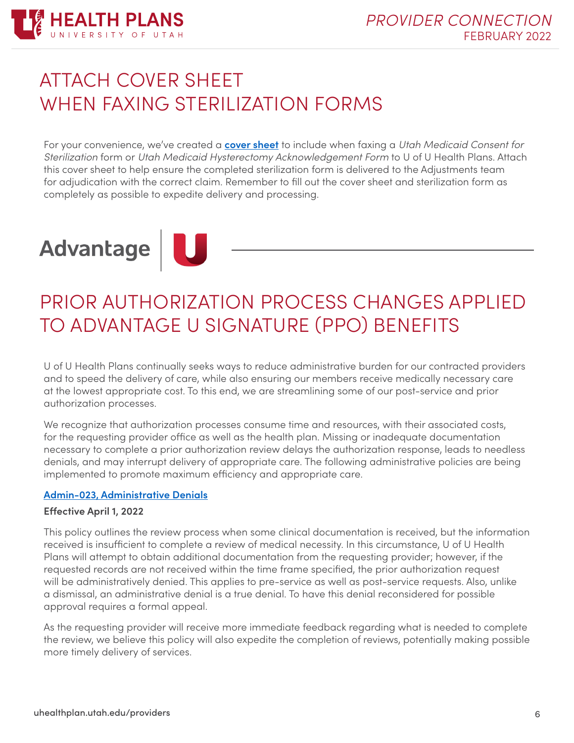# ATTACH COVER SHEET WHEN FAXING STERILIZATION FORMS

For your convenience, we've created a **cover sheet** to include when faxing a *Utah Medicaid Consent for Sterilization* form or *Utah Medicaid Hysterectomy Acknowledgement Form* to U of U Health Plans. Attach this cover sheet to help ensure the completed sterilization form is delivered to the Adjustments team for adjudication with the correct claim. Remember to fill out the cover sheet and sterilization form as completely as possible to expedite delivery and processing.

**Advantage U**

# PRIOR AUTHORIZATION PROCESS CHANGES APPLIED TO ADVANTAGE U SIGNATURE (PPO) BENEFITS

U of U Health Plans continually seeks ways to reduce administrative burden for our contracted providers and to speed the delivery of care, while also ensuring our members receive medically necessary care at the lowest appropriate cost. To this end, we are streamlining some of our post-service and prior authorization processes.

We recognize that authorization processes consume time and resources, with their associated costs, for the requesting provider office as well as the health plan. Missing or inadequate documentation necessary to complete a prior authorization review delays the authorization response, leads to needless denials, and may interrupt delivery of appropriate care. The following administrative policies are being implemented to promote maximum efficiency and appropriate care.

**Admin-023, Administrative Denials**

**Effective April 1, 2022**

This policy outlines the review process when some clinical documentation is received, but the information received is insufficient to complete a review of medical necessity. In this circumstance, U of U Health Plans will attempt to obtain additional documentation from the requesting provider; however, if the requested records are not received within the time frame specified, the prior authorization request will be administratively denied. This applies to pre-service as well as post-service requests. Also, unlike a dismissal, an administrative denial is a true denial. To have this denial reconsidered for possible approval requires a formal appeal.

As the requesting provider will receive more immediate feedback regarding what is needed to complete the review, we believe this policy will also expedite the completion of reviews, potentially making possible more timely delivery of services.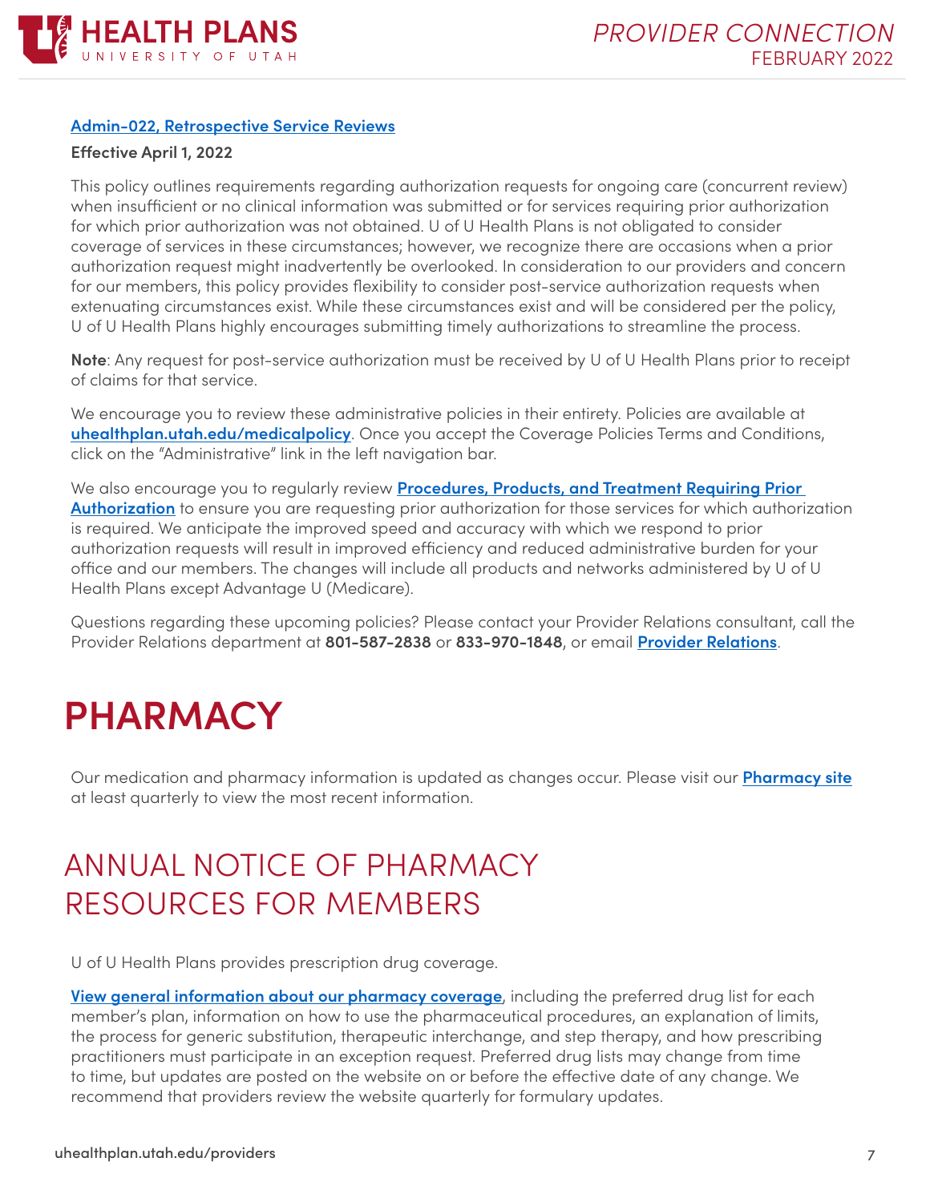[Admin-022, Retrospective Service Reviews](#)

**Effective April 1, 2022**

This policy outlines requirements regarding authorization requests for ongoing care (concurrent review) when insufficient or no clinical information was submitted or for services requiring prior authorization for which prior authorization was not obtained. U of U Health Plans is not obligated to consider coverage of services in these circumstances; however, we recognize there are occasions when a prior authorization request might inadvertently be overlooked. In consideration to our providers and concern for our members, this policy provides flexibility to consider post-service authorization requests when extenuating circumstances exist. While these circumstances exist and will be considered per the policy, U of U Health Plans highly encourages submitting timely authorizations to streamline the process.

**Note**: Any request for post-service authorization must be received by U of U Health Plans prior to receipt of claims for that service.

We encourage you to review these administrative policies in their entirety. Policies are available at **uhealthplan.utah.edu/medicalpolicy**. Once you accept the Coverage Policies Terms and Conditions, click on the "Administrative" link in the left navigation bar.

We also encourage you to regularly review **Procedures, Products, and Treatment Requiring Prior Authorization** to ensure you are requesting prior authorization for those services for which authorization is required. We anticipate the improved speed and accuracy with which we respond to prior authorization requests will result in improved efficiency and reduced administrative burden for your office and our members. The changes will include all products and networks administered by U of U Health Plans except Advantage U (Medicare).

Questions regarding these upcoming policies? Please contact your Provider Relations consultant, call the Provider Relations department at **801-587-2838** or **833-970-1848**, or email **Provider Relations**.

# PHARMACY

Our medication and pharmacy information is updated as changes occur. Please visit our **Pharmacy site** at least quarterly to view the most recent information.

## ANNUAL NOTICE OF PHARMACY RESOURCES FOR MEMBERS

U of U Health Plans provides prescription drug coverage.

**View general information about our pharmacy coverage**, including the preferred drug list for each member's plan, information on how to use the pharmaceutical procedures, an explanation of limits, the process for generic substitution, therapeutic interchange, and step therapy, and how prescribing practitioners must participate in an exception request. Preferred drug lists may change from time to time, but updates are posted on the website on or before the effective date of any change. We recommend that providers review the website quarterly for formulary updates.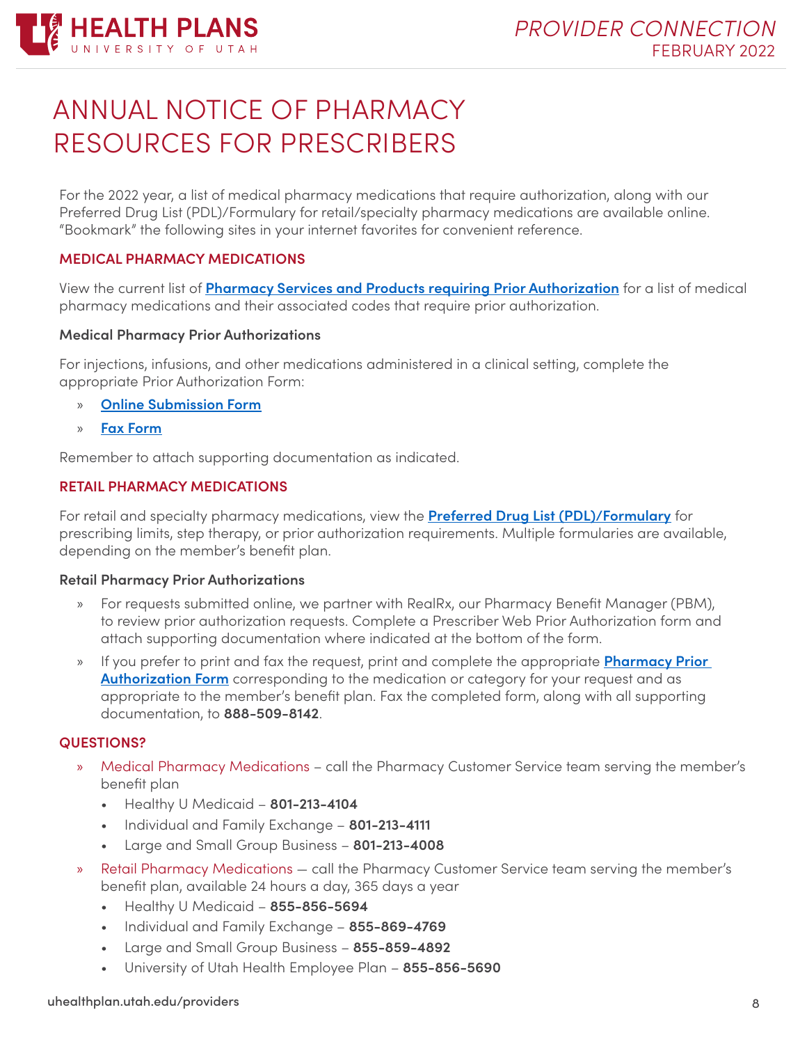# ANNUAL NOTICE OF PHARMACY RESOURCES FOR PRESCRIBERS

For the 2022 year, a list of medical pharmacy medications that require authorization, along with our Preferred Drug List (PDL)/Formulary for retail/specialty pharmacy medications are available online. "Bookmark" the following sites in your internet favorites for convenient reference.

## MEDICAL PHARMACY MEDICATIONS

View the current list of **Pharmacy Services and Products requiring Prior Authorization** for a list of medical pharmacy medications and their associated codes that require prior authorization.

### Medical Pharmacy Prior Authorizations

For injections, infusions, and other medications administered in a clinical setting, complete the appropriate Prior Authorization Form:

- **Online Submission Form**
- **Fax Form**

Remember to attach supporting documentation as indicated.

## RETAIL PHARMACY MEDICATIONS

For retail and specialty pharmacy medications, view the **Preferred Drug List (PDL)/Formulary** for prescribing limits, step therapy, or prior authorization requirements. Multiple formularies are available, depending on the member's benefit plan.

### Retail Pharmacy Prior Authorizations

- For requests submitted online, we partner with RealRx, our Pharmacy Benefit Manager (PBM), to review prior authorization requests. Complete a Prescriber Web Prior Authorization form and attach supporting documentation where indicated at the bottom of the form.
- If you prefer to print and fax the request, print and complete the appropriate **Pharmacy Prior Authorization Form** corresponding to the medication or category for your request and as appropriate to the member's benefit plan. Fax the completed form, along with all supporting documentation, to **888-509-8142**.

## QUESTIONS?

- Medical Pharmacy Medications – call the Pharmacy Customer Service team serving the member's benefit plan
  - Healthy U Medicaid – **801-213-4104**
  - Individual and Family Exchange – **801-213-4111**
  - Large and Small Group Business – **801-213-4008**
- Retail Pharmacy Medications — call the Pharmacy Customer Service team serving the member's benefit plan, available 24 hours a day, 365 days a year
  - Healthy U Medicaid – **855-856-5694**
  - Individual and Family Exchange – **855-869-4769**
  - Large and Small Group Business – **855-859-4892**
  - University of Utah Health Employee Plan – **855-856-5690**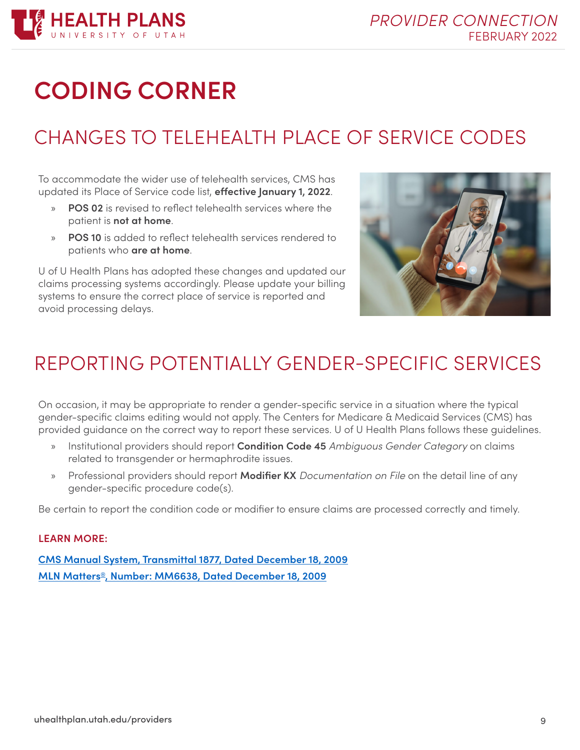# CODING CORNER

## CHANGES TO TELEHEALTH PLACE OF SERVICE CODES

To accommodate the wider use of telehealth services, CMS has updated its Place of Service code list, **effective January 1, 2022**.

- **POS 02** is revised to reflect telehealth services where the patient is **not at home**.
- **POS 10** is added to reflect telehealth services rendered to patients who **are at home**.

U of U Health Plans has adopted these changes and updated our claims processing systems accordingly. Please update your billing systems to ensure the correct place of service is reported and avoid processing delays.

## REPORTING POTENTIALLY GENDER-SPECIFIC SERVICES

On occasion, it may be appropriate to render a gender-specific service in a situation where the typical gender-specific claims editing would not apply. The Centers for Medicare & Medicaid Services (CMS) has provided guidance on the correct way to report these services. U of U Health Plans follows these guidelines.

- Institutional providers should report **Condition Code 45** *Ambiguous Gender Category* on claims related to transgender or hermaphrodite issues.
- Professional providers should report **Modifier KX** *Documentation on File* on the detail line of any gender-specific procedure code(s).

Be certain to report the condition code or modifier to ensure claims are processed correctly and timely.

**LEARN MORE:**

CMS Manual System, Transmittal 1877, Dated December 18, 2009

MLN Matters®, Number: MM6638, Dated December 18, 2009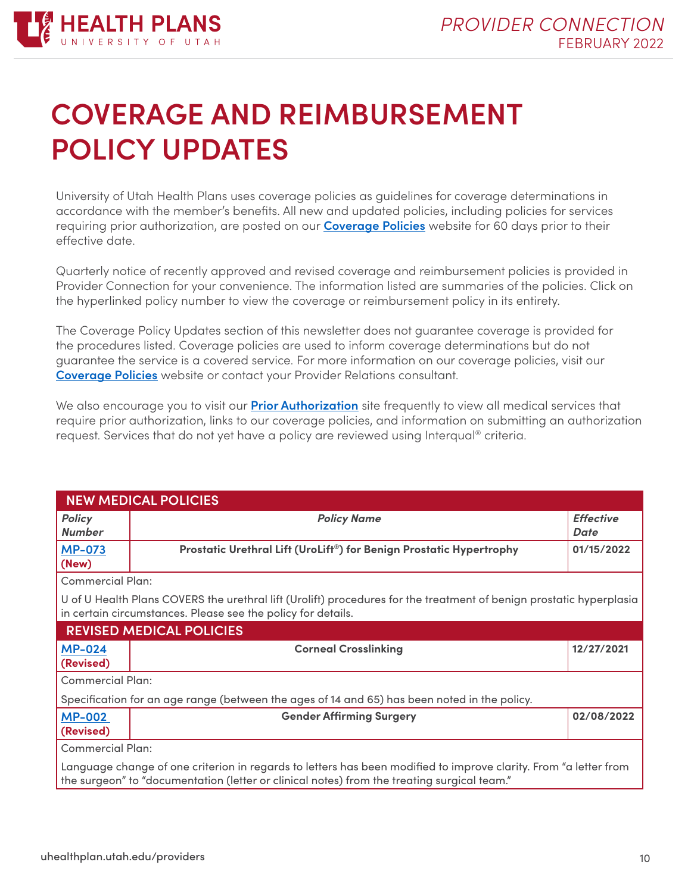# COVERAGE AND REIMBURSEMENT POLICY UPDATES

University of Utah Health Plans uses coverage policies as guidelines for coverage determinations in accordance with the member's benefits. All new and updated policies, including policies for services requiring prior authorization, are posted on our **Coverage Policies** website for 60 days prior to their effective date.

Quarterly notice of recently approved and revised coverage and reimbursement policies is provided in Provider Connection for your convenience. The information listed are summaries of the policies. Click on the hyperlinked policy number to view the coverage or reimbursement policy in its entirety.

The Coverage Policy Updates section of this newsletter does not guarantee coverage is provided for the procedures listed. Coverage policies are used to inform coverage determinations but do not guarantee the service is a covered service. For more information on our coverage policies, visit our **Coverage Policies** website or contact your Provider Relations consultant.

We also encourage you to visit our **Prior Authorization** site frequently to view all medical services that require prior authorization, links to our coverage policies, and information on submitting an authorization request. Services that do not yet have a policy are reviewed using Interqual® criteria.

| NEW MEDICAL POLICIES | | |
|---|---|---|
| ***Policy Number*** | ***Policy Name*** | ***Effective Date*** |
| **MP-073 (New)** | **Prostatic Urethral Lift (UroLift®) for Benign Prostatic Hypertrophy** | **01/15/2022** |
| Commercial Plan: | | |
| U of U Health Plans COVERS the urethral lift (Urolift) procedures for the treatment of benign prostatic hyperplasia in certain circumstances. Please see the policy for details. | | |
| **REVISED MEDICAL POLICIES** | | |
| **MP-024 (Revised)** | **Corneal Crosslinking** | **12/27/2021** |
| Commercial Plan: | | |
| Specification for an age range (between the ages of 14 and 65) has been noted in the policy. | | |
| **MP-002 (Revised)** | **Gender Affirming Surgery** | **02/08/2022** |
| Commercial Plan: | | |
| Language change of one criterion in regards to letters has been modified to improve clarity. From "a letter from the surgeon" to "documentation (letter or clinical notes) from the treating surgical team." | | |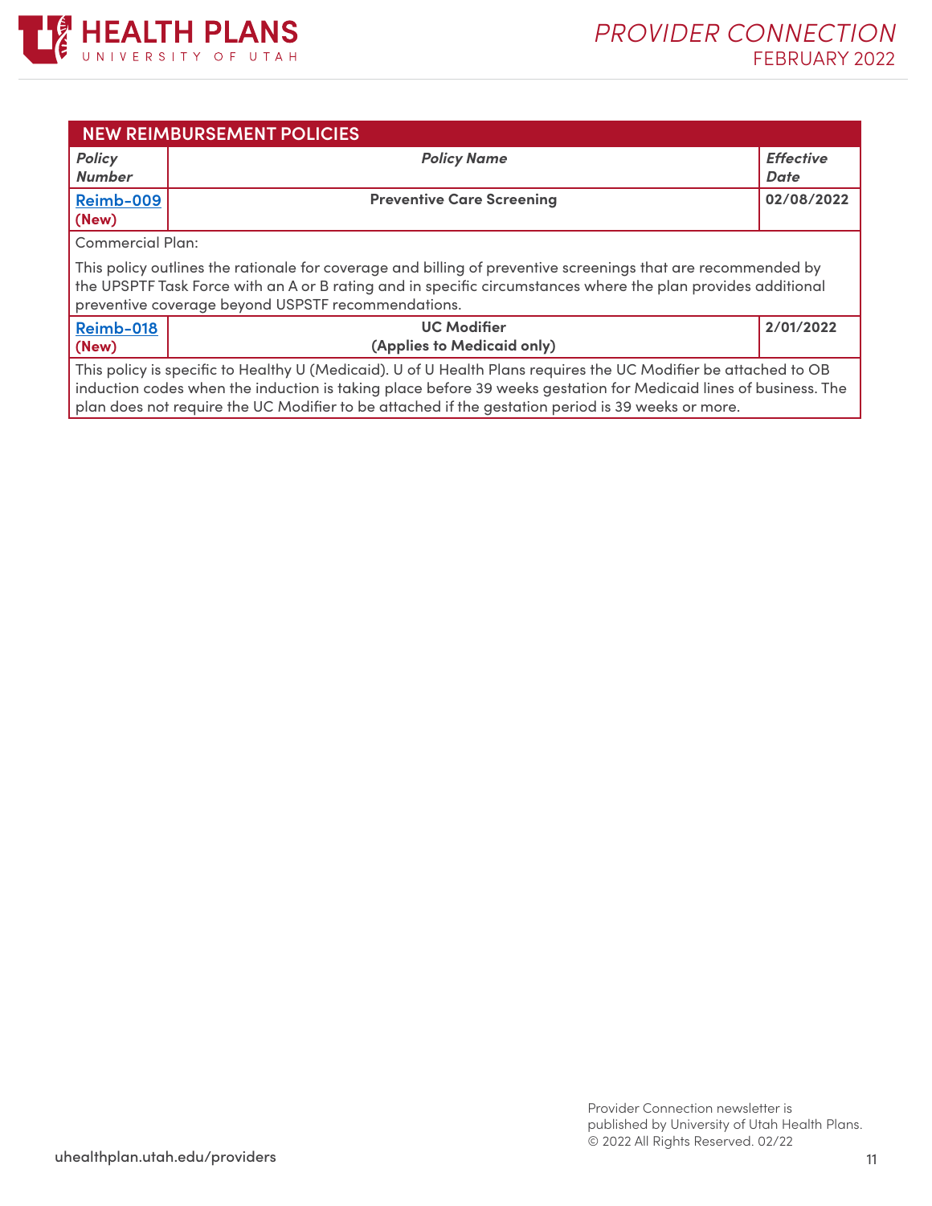| NEW REIMBURSEMENT POLICIES | | |
|---|---|---|
| ***Policy Number*** | ***Policy Name*** | ***Effective Date*** |
| **Reimb-009 (New)** | **Preventive Care Screening** | **02/08/2022** |
| Commercial Plan:<br><br>This policy outlines the rationale for coverage and billing of preventive screenings that are recommended by the UPSPTF Task Force with an A or B rating and in specific circumstances where the plan provides additional preventive coverage beyond USPSTF recommendations. | | |
| **Reimb-018 (New)** | **UC Modifier (Applies to Medicaid only)** | **2/01/2022** |
| This policy is specific to Healthy U (Medicaid). U of U Health Plans requires the UC Modifier be attached to OB induction codes when the induction is taking place before 39 weeks gestation for Medicaid lines of business. The plan does not require the UC Modifier to be attached if the gestation period is 39 weeks or more. | | |

Provider Connection newsletter is published by University of Utah Health Plans. © 2022 All Rights Reserved. 02/22

uhealthplan.utah.edu/providers